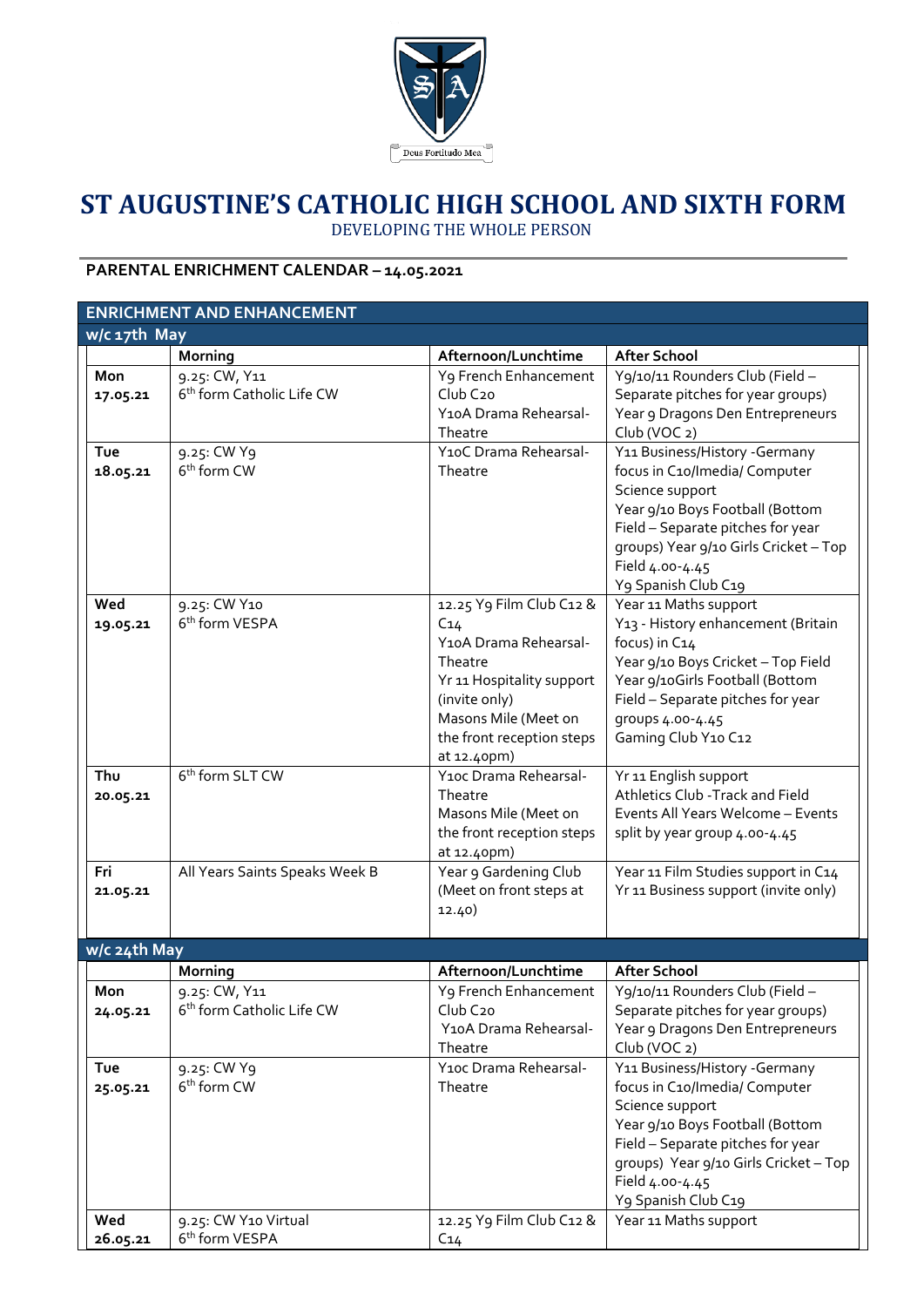# ST AUGUSTINE'S CATHOLIC HIGH SCHOOL AND SIXTH FORM

DEVELOPING THE WHOLE PERSON

## PARENTAL ENRICHMENT CALENDAR – 14.05.2021

| ENRICHMENT AND ENHANCEMENT | | | |
|---|---|---|---|
| **w/c 17th May** | | | |
| | **Morning** | **Afternoon/Lunchtime** | **After School** |
| **Mon 17.05.21** | 9.25: CW, Y11<br>6th form Catholic Life CW | Y9 French Enhancement Club C20<br>Y10A Drama Rehearsal- Theatre | Y9/10/11 Rounders Club (Field – Separate pitches for year groups)<br>Year 9 Dragons Den Entrepreneurs Club (VOC 2) |
| **Tue 18.05.21** | 9.25: CW Y9<br>6th form CW | Y10C Drama Rehearsal- Theatre | Y11 Business/History -Germany focus in C10/Imedia/ Computer Science support<br>Year 9/10 Boys Football (Bottom Field – Separate pitches for year groups) Year 9/10 Girls Cricket – Top Field 4.00-4.45<br>Y9 Spanish Club C19 |
| **Wed 19.05.21** | 9.25: CW Y10<br>6th form VESPA | 12.25 Y9 Film Club C12 & C14<br>Y10A Drama Rehearsal- Theatre<br>Yr 11 Hospitality support (invite only)<br>Masons Mile (Meet on the front reception steps at 12.40pm) | Year 11 Maths support<br>Y13 - History enhancement (Britain focus) in C14<br>Year 9/10 Boys Cricket – Top Field<br>Year 9/10Girls Football (Bottom Field – Separate pitches for year groups 4.00-4.45<br>Gaming Club Y10 C12 |
| **Thu 20.05.21** | 6th form SLT CW | Y10c Drama Rehearsal- Theatre<br>Masons Mile (Meet on the front reception steps at 12.40pm) | Yr 11 English support<br>Athletics Club -Track and Field Events All Years Welcome – Events split by year group 4.00-4.45 |
| **Fri 21.05.21** | All Years Saints Speaks Week B | Year 9 Gardening Club (Meet on front steps at 12.40) | Year 11 Film Studies support in C14<br>Yr 11 Business support (invite only) |
| **w/c 24th May** | | | |
| | **Morning** | **Afternoon/Lunchtime** | **After School** |
| **Mon 24.05.21** | 9.25: CW, Y11<br>6th form Catholic Life CW | Y9 French Enhancement Club C20<br>Y10A Drama Rehearsal- Theatre | Y9/10/11 Rounders Club (Field – Separate pitches for year groups)<br>Year 9 Dragons Den Entrepreneurs Club (VOC 2) |
| **Tue 25.05.21** | 9.25: CW Y9<br>6th form CW | Y10c Drama Rehearsal- Theatre | Y11 Business/History -Germany focus in C10/Imedia/ Computer Science support<br>Year 9/10 Boys Football (Bottom Field – Separate pitches for year groups) Year 9/10 Girls Cricket – Top Field 4.00-4.45<br>Y9 Spanish Club C19 |
| **Wed 26.05.21** | 9.25: CW Y10 Virtual<br>6th form VESPA | 12.25 Y9 Film Club C12 & C14 | Year 11 Maths support |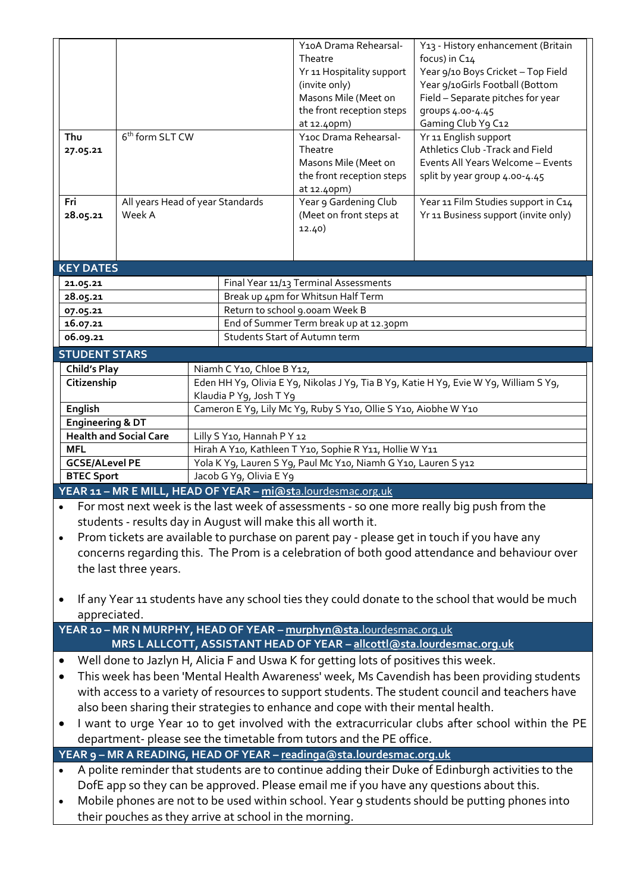| | | | |
|---|---|---|---|
| | | Y10A Drama Rehearsal-Theatre<br>Yr 11 Hospitality support (invite only)<br>Masons Mile (Meet on the front reception steps at 12.40pm) | Y13 - History enhancement (Britain focus) in C14<br>Year 9/10 Boys Cricket – Top Field<br>Year 9/10Girls Football (Bottom Field – Separate pitches for year groups 4.00-4.45<br>Gaming Club Y9 C12 |
| **Thu 27.05.21** | 6th form SLT CW | Y10c Drama Rehearsal-Theatre<br>Masons Mile (Meet on the front reception steps at 12.40pm) | Yr 11 English support<br>Athletics Club -Track and Field Events All Years Welcome – Events split by year group 4.00-4.45 |
| **Fri 28.05.21** | All years Head of year Standards Week A | Year 9 Gardening Club (Meet on front steps at 12.40) | Year 11 Film Studies support in C14<br>Yr 11 Business support (invite only) |

## KEY DATES

| | |
|---|---|
| **21.05.21** | Final Year 11/13 Terminal Assessments |
| **28.05.21** | Break up 4pm for Whitsun Half Term |
| **07.05.21** | Return to school 9.00am Week B |
| **16.07.21** | End of Summer Term break up at 12.30pm |
| **06.09.21** | Students Start of Autumn term |

## STUDENT STARS

| | |
|---|---|
| **Child's Play** | Niamh C Y10, Chloe B Y12, |
| **Citizenship** | Eden HH Y9, Olivia E Y9, Nikolas J Y9, Tia B Y9, Katie H Y9, Evie W Y9, William S Y9, Klaudia P Y9, Josh T Y9 |
| **English** | Cameron E Y9, Lily Mc Y9, Ruby S Y10, Ollie S Y10, Aiobhe W Y10 |
| **Engineering & DT** | |
| **Health and Social Care** | Lilly S Y10, Hannah P Y 12 |
| **MFL** | Hirah A Y10, Kathleen T Y10, Sophie R Y11, Hollie W Y11 |
| **GCSE/ALevel PE** | Yola K Y9, Lauren S Y9, Paul Mc Y10, Niamh G Y10, Lauren S y12 |
| **BTEC Sport** | Jacob G Y9, Olivia E Y9 |

## YEAR 11 – MR E MILL, HEAD OF YEAR – mi@sta.lourdesmac.org.uk

- For most next week is the last week of assessments - so one more really big push from the students - results day in August will make this all worth it.
- Prom tickets are available to purchase on parent pay - please get in touch if you have any concerns regarding this. The Prom is a celebration of both good attendance and behaviour over the last three years.
- If any Year 11 students have any school ties they could donate to the school that would be much appreciated.

## YEAR 10 – MR N MURPHY, HEAD OF YEAR – murphyn@sta.lourdesmac.org.uk
## MRS L ALLCOTT, ASSISTANT HEAD OF YEAR – allcottl@sta.lourdesmac.org.uk

- Well done to Jazlyn H, Alicia F and Uswa K for getting lots of positives this week.
- This week has been 'Mental Health Awareness' week, Ms Cavendish has been providing students with access to a variety of resources to support students. The student council and teachers have also been sharing their strategies to enhance and cope with their mental health.
- I want to urge Year 10 to get involved with the extracurricular clubs after school within the PE department- please see the timetable from tutors and the PE office.

## YEAR 9 – MR A READING, HEAD OF YEAR – readinga@sta.lourdesmac.org.uk

- A polite reminder that students are to continue adding their Duke of Edinburgh activities to the DofE app so they can be approved. Please email me if you have any questions about this.
- Mobile phones are not to be used within school. Year 9 students should be putting phones into their pouches as they arrive at school in the morning.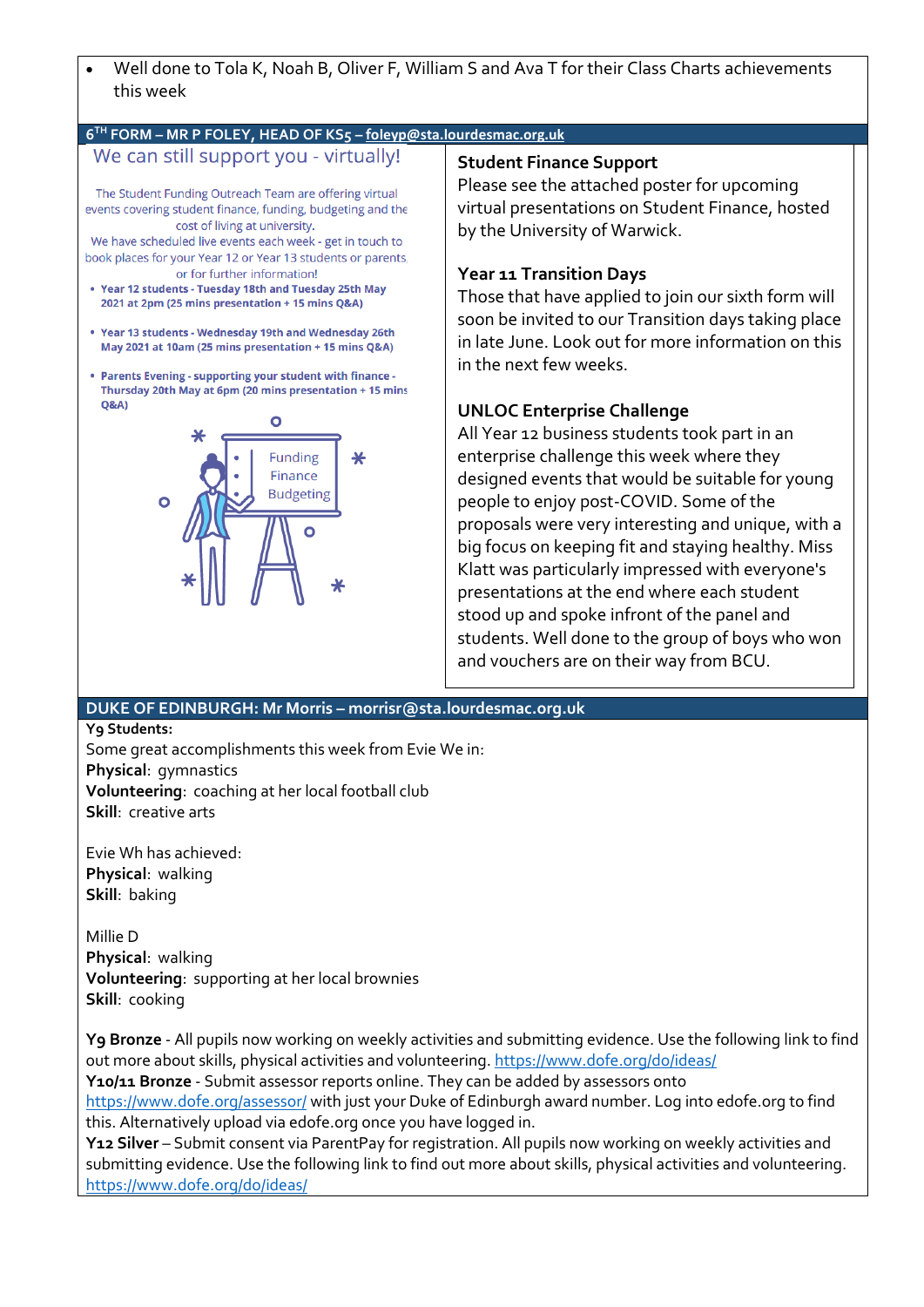- Well done to Tola K, Noah B, Oliver F, William S and Ava T for their Class Charts achievements this week

## 6TH FORM – MR P FOLEY, HEAD OF KS5 – foleyp@sta.lourdesmac.org.uk

### We can still support you - virtually!

The Student Funding Outreach Team are offering virtual events covering student finance, funding, budgeting and the cost of living at university.
We have scheduled live events each week - get in touch to book places for your Year 12 or Year 13 students or parents, or for further information!

- **Year 12 students - Tuesday 18th and Tuesday 25th May 2021 at 2pm (25 mins presentation + 15 mins Q&A)**
- **Year 13 students - Wednesday 19th and Wednesday 26th May 2021 at 10am (25 mins presentation + 15 mins Q&A)**
- **Parents Evening - supporting your student with finance - Thursday 20th May at 6pm (20 mins presentation + 15 mins Q&A)**

Funding
Finance
Budgeting

**Student Finance Support**
Please see the attached poster for upcoming virtual presentations on Student Finance, hosted by the University of Warwick.

**Year 11 Transition Days**
Those that have applied to join our sixth form will soon be invited to our Transition days taking place in late June. Look out for more information on this in the next few weeks.

**UNLOC Enterprise Challenge**
All Year 12 business students took part in an enterprise challenge this week where they designed events that would be suitable for young people to enjoy post-COVID. Some of the proposals were very interesting and unique, with a big focus on keeping fit and staying healthy. Miss Klatt was particularly impressed with everyone's presentations at the end where each student stood up and spoke infront of the panel and students. Well done to the group of boys who won and vouchers are on their way from BCU.

## DUKE OF EDINBURGH: Mr Morris – morrisr@sta.lourdesmac.org.uk

**Y9 Students:**
Some great accomplishments this week from Evie We in:
**Physical**: gymnastics
**Volunteering**: coaching at her local football club
**Skill**: creative arts

Evie Wh has achieved:
**Physical**: walking
**Skill**: baking

Millie D
**Physical**: walking
**Volunteering**: supporting at her local brownies
**Skill**: cooking

**Y9 Bronze** - All pupils now working on weekly activities and submitting evidence. Use the following link to find out more about skills, physical activities and volunteering. https://www.dofe.org/do/ideas/
**Y10/11 Bronze** - Submit assessor reports online. They can be added by assessors onto https://www.dofe.org/assessor/ with just your Duke of Edinburgh award number. Log into edofe.org to find this. Alternatively upload via edofe.org once you have logged in.
**Y12 Silver** – Submit consent via ParentPay for registration. All pupils now working on weekly activities and submitting evidence. Use the following link to find out more about skills, physical activities and volunteering. https://www.dofe.org/do/ideas/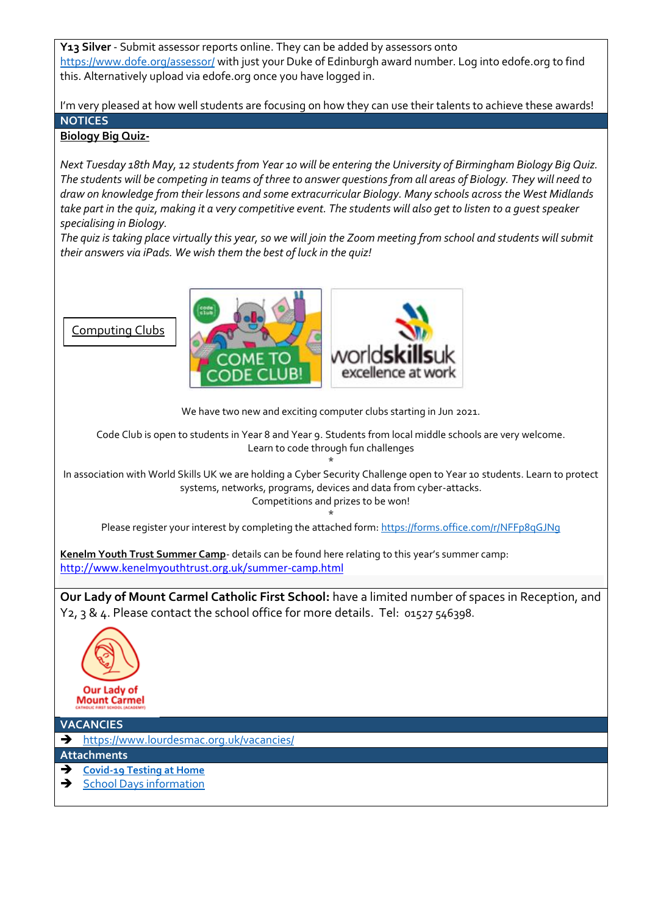**Y13 Silver** - Submit assessor reports online. They can be added by assessors onto https://www.dofe.org/assessor/ with just your Duke of Edinburgh award number. Log into edofe.org to find this. Alternatively upload via edofe.org once you have logged in.

I'm very pleased at how well students are focusing on how they can use their talents to achieve these awards!

## NOTICES

**Biology Big Quiz-**

*Next Tuesday 18th May, 12 students from Year 10 will be entering the University of Birmingham Biology Big Quiz. The students will be competing in teams of three to answer questions from all areas of Biology. They will need to draw on knowledge from their lessons and some extracurricular Biology. Many schools across the West Midlands take part in the quiz, making it a very competitive event. The students will also get to listen to a guest speaker specialising in Biology.*

*The quiz is taking place virtually this year, so we will join the Zoom meeting from school and students will submit their answers via iPads. We wish them the best of luck in the quiz!*

Computing Clubs

We have two new and exciting computer clubs starting in Jun 2021.

Code Club is open to students in Year 8 and Year 9. Students from local middle schools are very welcome.
Learn to code through fun challenges

*

In association with World Skills UK we are holding a Cyber Security Challenge open to Year 10 students. Learn to protect systems, networks, programs, devices and data from cyber-attacks.
Competitions and prizes to be won!

*

Please register your interest by completing the attached form: https://forms.office.com/r/NFFp8qGJNg

**Kenelm Youth Trust Summer Camp**- details can be found here relating to this year's summer camp: http://www.kenelmyouthtrust.org.uk/summer-camp.html

**Our Lady of Mount Carmel Catholic First School:** have a limited number of spaces in Reception, and Y2, 3 & 4. Please contact the school office for more details. Tel: 01527 546398.

## VACANCIES

- https://www.lourdesmac.org.uk/vacancies/

## Attachments

- Covid-19 Testing at Home
- School Days information